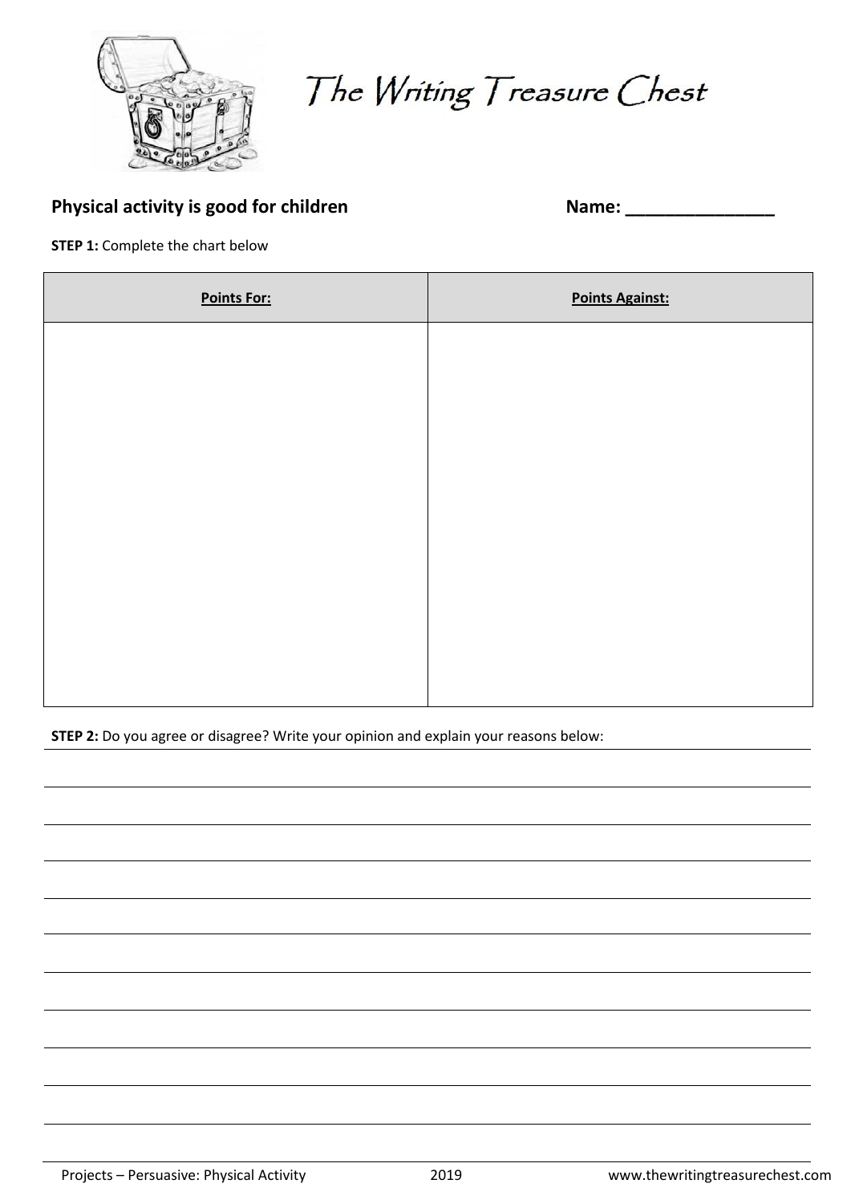# The Writing Treasure Chest

**Physical activity is good for children** **Name: _______________**

**STEP 1:** Complete the chart below

| Points For: | Points Against: |
|---|---|
| | |

**STEP 2:** Do you agree or disagree? Write your opinion and explain your reasons below: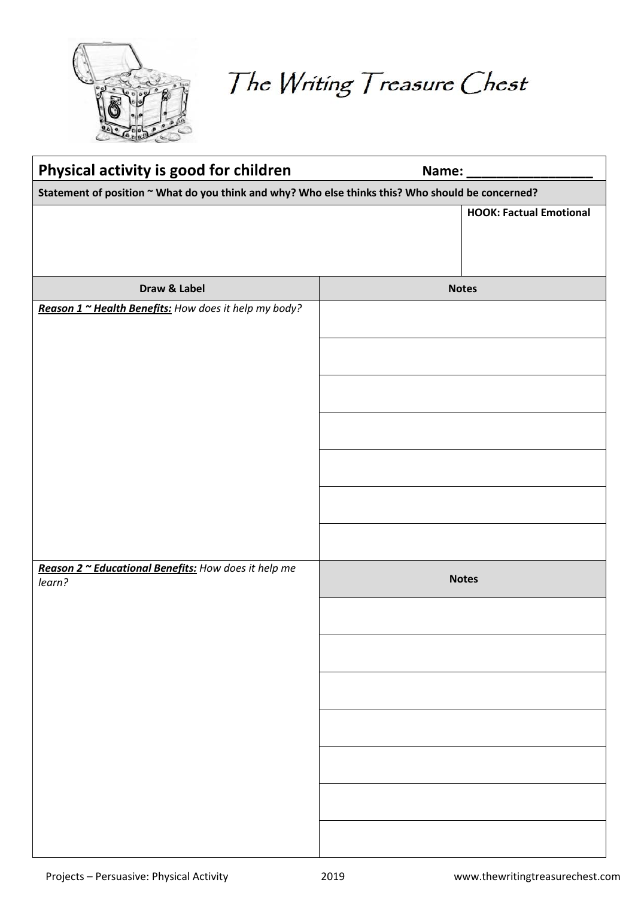# The Writing Treasure Chest

| Physical activity is good for children | Name: __________________ |
|---|---|
| **Statement of position ~ What do you think and why? Who else thinks this? Who should be concerned?** | |
| | **HOOK: Factual Emotional** |

| Draw & Label | Notes |
|---|---|
| ***Reason 1 ~ Health Benefits:*** *How does it help my body?* | |
| | |
| | |
| | |
| | |
| | |
| | |
| ***Reason 2 ~ Educational Benefits:*** *How does it help me learn?* | **Notes** |
| | |
| | |
| | |
| | |
| | |
| | |
| | |

Projects – Persuasive: Physical Activity 2019 www.thewritingtreasurechest.com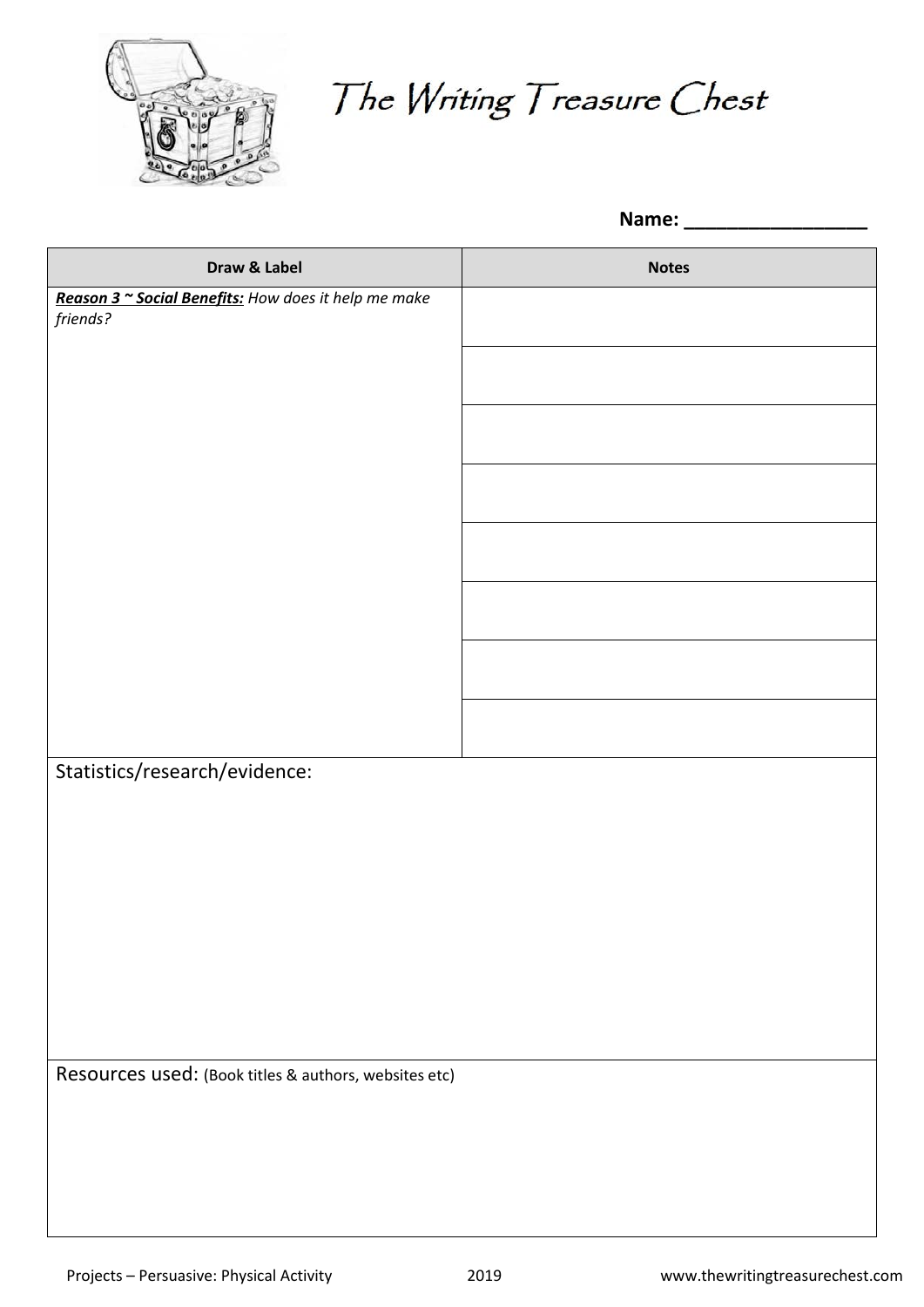# The Writing Treasure Chest

**Name:** _________________

| Draw & Label | Notes |
| --- | --- |
| ***Reason 3 ~ Social Benefits:*** *How does it help me make friends?* | |
| | |
| | |
| | |
| | |
| | |
| | |
| | |

Statistics/research/evidence:

Resources used: (Book titles & authors, websites etc)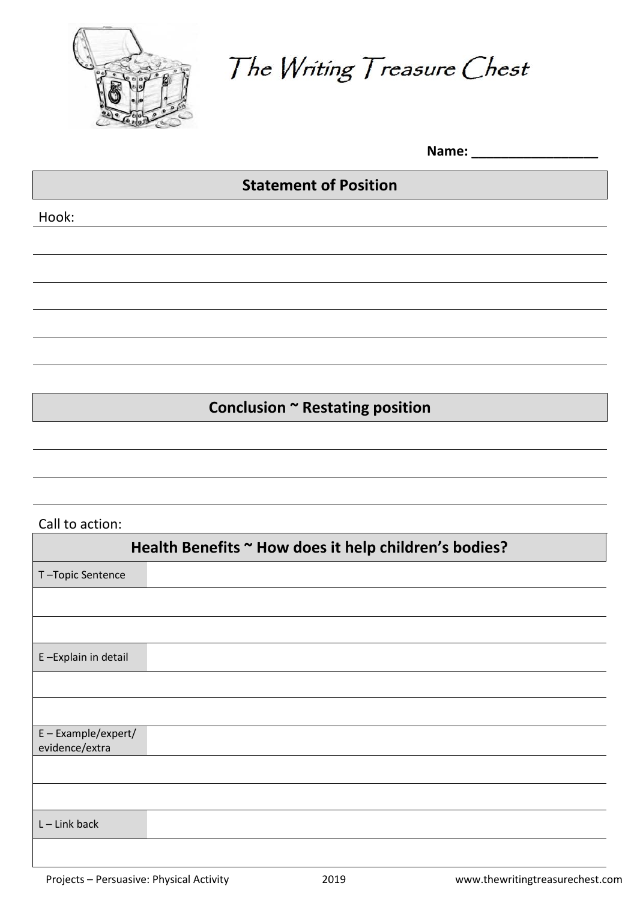# The Writing Treasure Chest

**Name:** ________________

## Statement of Position

Hook:

## Conclusion ~ Restating position

Call to action:

## Health Benefits ~ How does it help children's bodies?

| | |
|---|---|
| T –Topic Sentence | |
| | |
| | |
| E –Explain in detail | |
| | |
| | |
| E – Example/expert/ evidence/extra | |
| | |
| | |
| L – Link back | |
| | |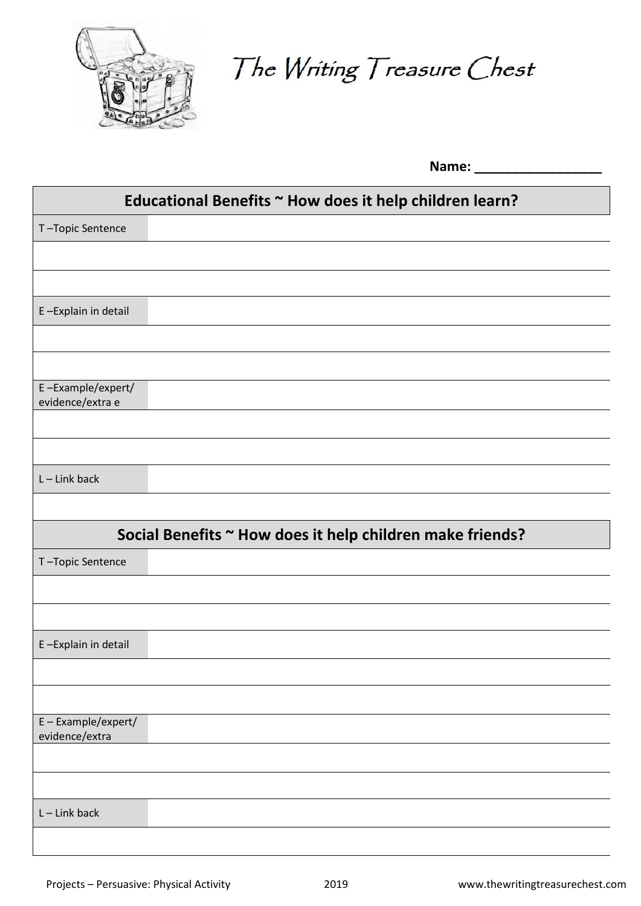# The Writing Treasure Chest

**Name: __________________**

| **Educational Benefits ~ How does it help children learn?** | |
|---|---|
| T –Topic Sentence | |
| | |
| | |
| E –Explain in detail | |
| | |
| | |
| E –Example/expert/ evidence/extra e | |
| | |
| | |
| L – Link back | |
| | |

| **Social Benefits ~ How does it help children make friends?** | |
|---|---|
| T –Topic Sentence | |
| | |
| | |
| E –Explain in detail | |
| | |
| | |
| E – Example/expert/ evidence/extra | |
| | |
| | |
| L – Link back | |
| | |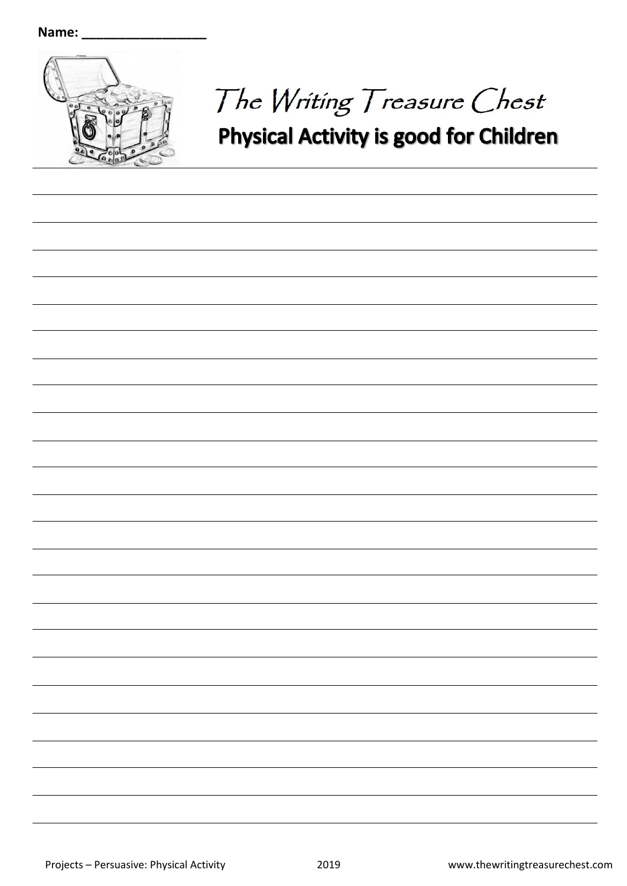Name: ________________

# The Writing Treasure Chest

## Physical Activity is good for Children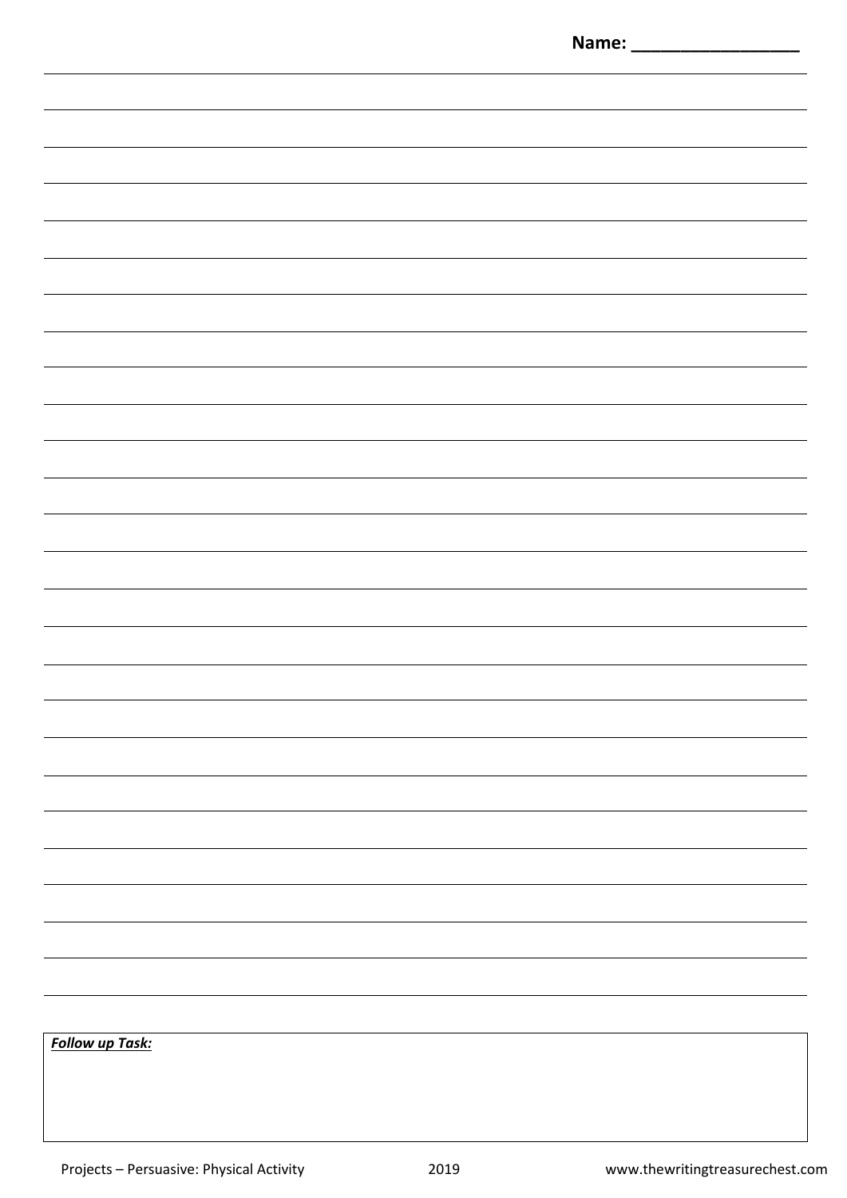Name: ________________

***Follow up Task:***